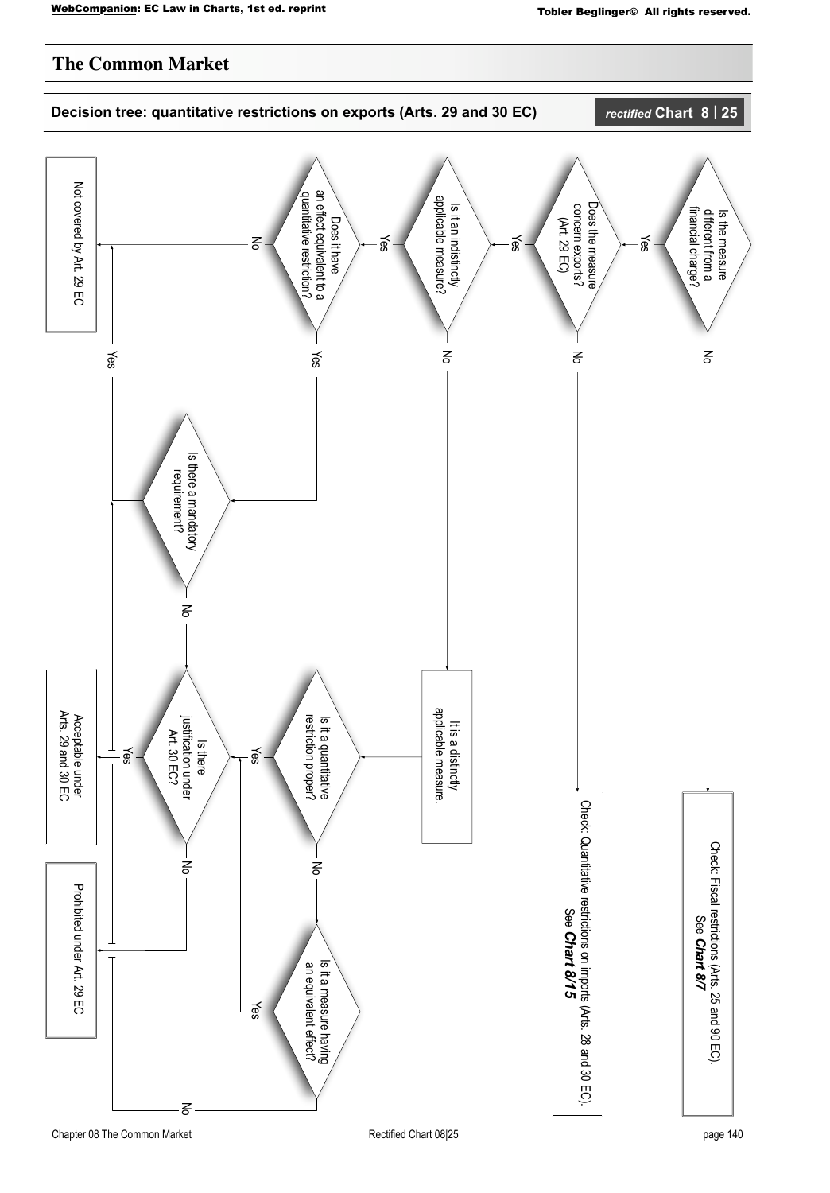# The Common Market

## Decision tree: quantitative restrictions on exports (Arts. 29 and 30 EC)

*rectified* **Chart 8 | 25**

- **Is the measure different from a financial charge?**
  - No → Check: Fiscal restrictions (Arts. 25 and 90 EC). See ***Chart 8/7***
  - Yes → **Does the measure concern exports? (Art. 29 EC)**
    - No → Check: Quantitative restrictions on imports (Arts. 28 and 30 EC). See ***Chart 8/15***
    - Yes → **Is it an indistinctly applicable measure?**
      - No → It is a distinctly applicable measure. → **Is it a quantitative restriction proper?**
        - Yes → **Is there justification under Art. 30 EC?**
        - No → **Is it a measure having an equivalent effect?**
          - Yes → **Is there justification under Art. 30 EC?**
          - No → Not covered by Art. 29 EC
      - Yes → **Does it have an effect equivalent to a quantitative restriction?**
        - No → Not covered by Art. 29 EC
        - Yes → **Is there a mandatory requirement?**
          - Yes → Not covered by Art. 29 EC
          - No → **Is there justification under Art. 30 EC?**

- **Is there justification under Art. 30 EC?**
  - Yes → Acceptable under Arts. 29 and 30 EC
  - No → Prohibited under Art. 29 EC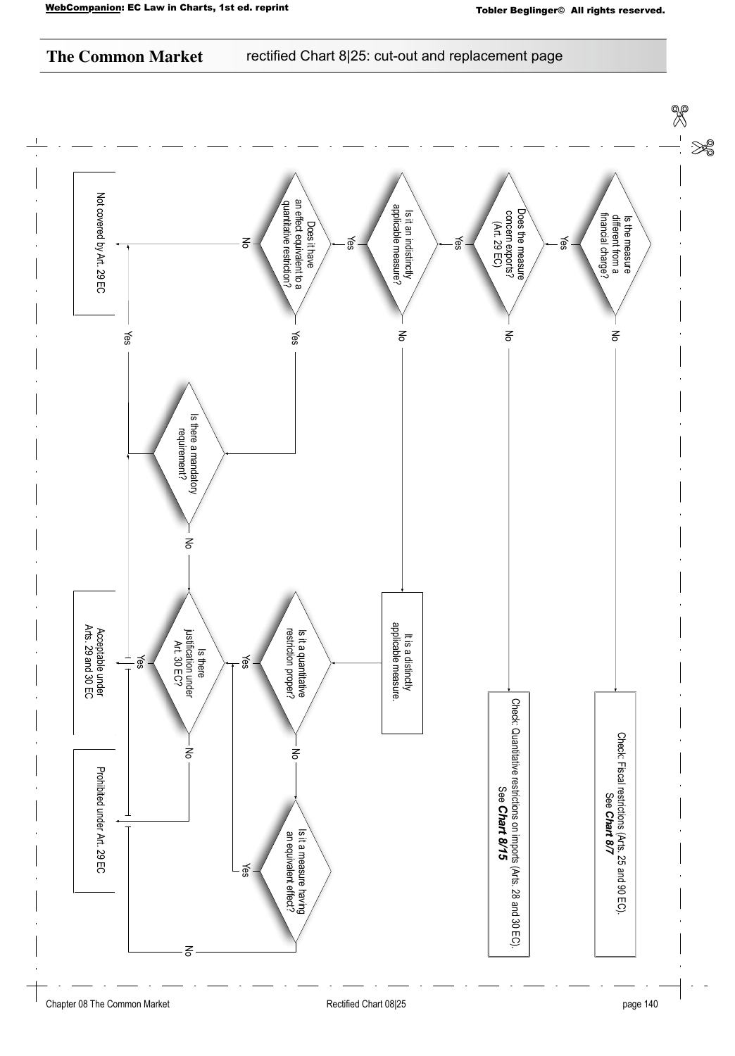## The Common Market

rectified Chart 8|25: cut-out and replacement page

Is the measure different from a financial charge?

Yes

No

Check: Fiscal restrictions (Arts. 25 and 90 EC). See ***Chart 8/7***

Does the measure concern exports? (Art. 29 EC)

Yes

No

Check: Quantitative restrictions on imports (Arts. 28 and 30 EC). See ***Chart 8/15***

Is it an indistinctly applicable measure?

Yes

No

It is a distinctly applicable measure.

Does it have an effect equivalent to a quantitative restriction?

No

Not covered by Art. 29 EC

Yes

Is there a mandatory requirement?

Yes

No

Is it a quantitative restriction proper?

Yes

No

Is it a measure having an equivalent effect?

Yes

No

Is there justification under Art. 30 EC?

Yes

Acceptable under Arts. 29 and 30 EC

No

Prohibited under Art. 29 EC